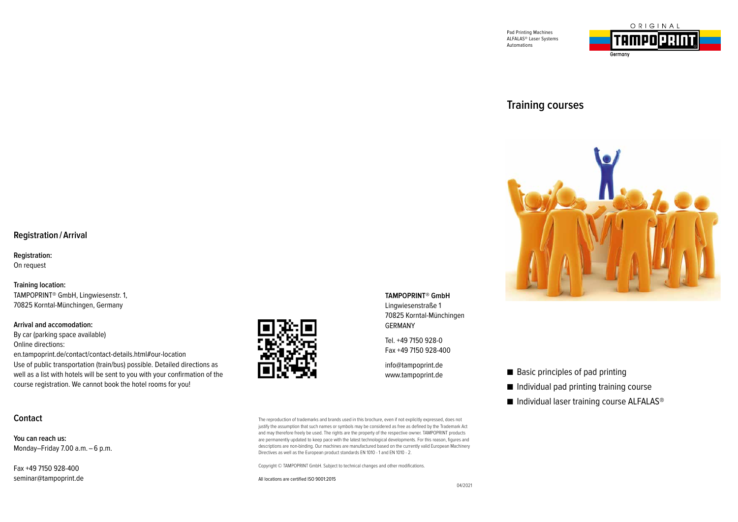Pad Printing Machines
ALFALAS® Laser Systems
Automations

ORIGINAL TAMPOPRINT Germany

# Training courses

- Basic principles of pad printing
- Individual pad printing training course
- Individual laser training course ALFALAS®

## Registration / Arrival

**Registration:**
On request

**Training location:**
TAMPOPRINT® GmbH, Lingwiesenstr. 1,
70825 Korntal-Münchingen, Germany

**Arrival and accomodation:**
By car (parking space available)
Online directions:
en.tampoprint.de/contact/contact-details.html#our-location
Use of public transportation (train/bus) possible. Detailed directions as well as a list with hotels will be sent to you with your confirmation of the course registration. We cannot book the hotel rooms for you!

## Contact

**You can reach us:**
Monday–Friday 7.00 a.m. – 6 p.m.

Fax +49 7150 928-400
seminar@tampoprint.de

**TAMPOPRINT® GmbH**
Lingwiesenstraße 1
70825 Korntal-Münchingen
GERMANY

Tel. +49 7150 928-0
Fax +49 7150 928-400

info@tampoprint.de
www.tampoprint.de

The reproduction of trademarks and brands used in this brochure, even if not explicitly expressed, does not justify the assumption that such names or symbols may be considered as free as defined by the Trademark Act and may therefore freely be used. The rights are the property of the respective owner. TAMPOPRINT products are permanently updated to keep pace with the latest technological developments. For this reason, figures and descriptions are non-binding. Our machines are manufactured based on the currently valid European Machinery Directives as well as the European product standards EN 1010 - 1 and EN 1010 - 2.

Copyright © TAMPOPRINT GmbH. Subject to technical changes and other modifications.

All locations are certified ISO 9001:2015

04/2021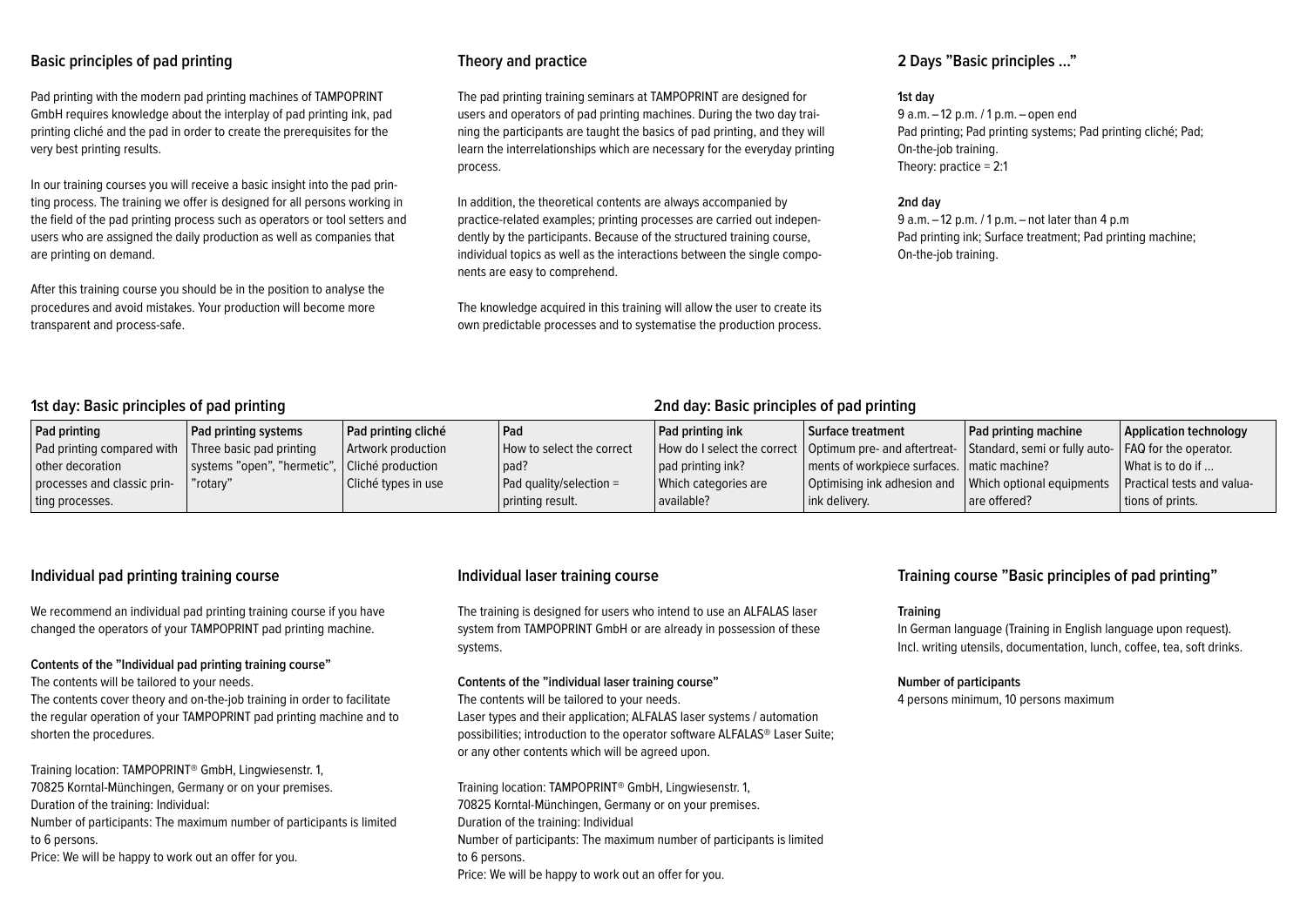## Basic principles of pad printing

Pad printing with the modern pad printing machines of TAMPOPRINT GmbH requires knowledge about the interplay of pad printing ink, pad printing cliché and the pad in order to create the prerequisites for the very best printing results.

In our training courses you will receive a basic insight into the pad printing process. The training we offer is designed for all persons working in the field of the pad printing process such as operators or tool setters and users who are assigned the daily production as well as companies that are printing on demand.

After this training course you should be in the position to analyse the procedures and avoid mistakes. Your production will become more transparent and process-safe.

## Theory and practice

The pad printing training seminars at TAMPOPRINT are designed for users and operators of pad printing machines. During the two day training the participants are taught the basics of pad printing, and they will learn the interrelationships which are necessary for the everyday printing process.

In addition, the theoretical contents are always accompanied by practice-related examples; printing processes are carried out independently by the participants. Because of the structured training course, individual topics as well as the interactions between the single components are easy to comprehend.

The knowledge acquired in this training will allow the user to create its own predictable processes and to systematise the production process.

## 2 Days "Basic principles ..."

**1st day**
9 a.m. – 12 p.m. / 1 p.m. – open end
Pad printing; Pad printing systems; Pad printing cliché; Pad; On-the-job training.
Theory: practice = 2:1

**2nd day**
9 a.m. – 12 p.m. / 1 p.m. – not later than 4 p.m
Pad printing ink; Surface treatment; Pad printing machine; On-the-job training.

## 1st day: Basic principles of pad printing / 2nd day: Basic principles of pad printing

| 1st day: Basic principles of pad printing | | | | 2nd day: Basic principles of pad printing | | | |
|---|---|---|---|---|---|---|---|
| **Pad printing** | **Pad printing systems** | **Pad printing cliché** | **Pad** | **Pad printing ink** | **Surface treatment** | **Pad printing machine** | **Application technology** |
| Pad printing compared with other decoration processes and classic printing processes. | Three basic pad printing systems "open", "hermetic", "rotary" | Artwork production Cliché production Cliché types in use | How to select the correct pad? Pad quality/selection = printing result. | How do I select the correct pad printing ink? Which categories are available? | Optimum pre- and aftertreatments of workpiece surfaces. Optimising ink adhesion and ink delivery. | Standard, semi or fully automatic machine? Which optional equipments are offered? | FAQ for the operator. What is to do if ... Practical tests and valuations of prints. |

## Individual pad printing training course

We recommend an individual pad printing training course if you have changed the operators of your TAMPOPRINT pad printing machine.

**Contents of the "Individual pad printing training course"**
The contents will be tailored to your needs.
The contents cover theory and on-the-job training in order to facilitate the regular operation of your TAMPOPRINT pad printing machine and to shorten the procedures.

Training location: TAMPOPRINT® GmbH, Lingwiesenstr. 1,
70825 Korntal-Münchingen, Germany or on your premises.
Duration of the training: Individual:
Number of participants: The maximum number of participants is limited to 6 persons.
Price: We will be happy to work out an offer for you.

## Individual laser training course

The training is designed for users who intend to use an ALFALAS laser system from TAMPOPRINT GmbH or are already in possession of these systems.

**Contents of the "individual laser training course"**
The contents will be tailored to your needs.
Laser types and their application; ALFALAS laser systems / automation possibilities; introduction to the operator software ALFALAS® Laser Suite; or any other contents which will be agreed upon.

Training location: TAMPOPRINT® GmbH, Lingwiesenstr. 1,
70825 Korntal-Münchingen, Germany or on your premises.
Duration of the training: Individual
Number of participants: The maximum number of participants is limited to 6 persons.
Price: We will be happy to work out an offer for you.

## Training course "Basic principles of pad printing"

**Training**
In German language (Training in English language upon request).
Incl. writing utensils, documentation, lunch, coffee, tea, soft drinks.

**Number of participants**
4 persons minimum, 10 persons maximum